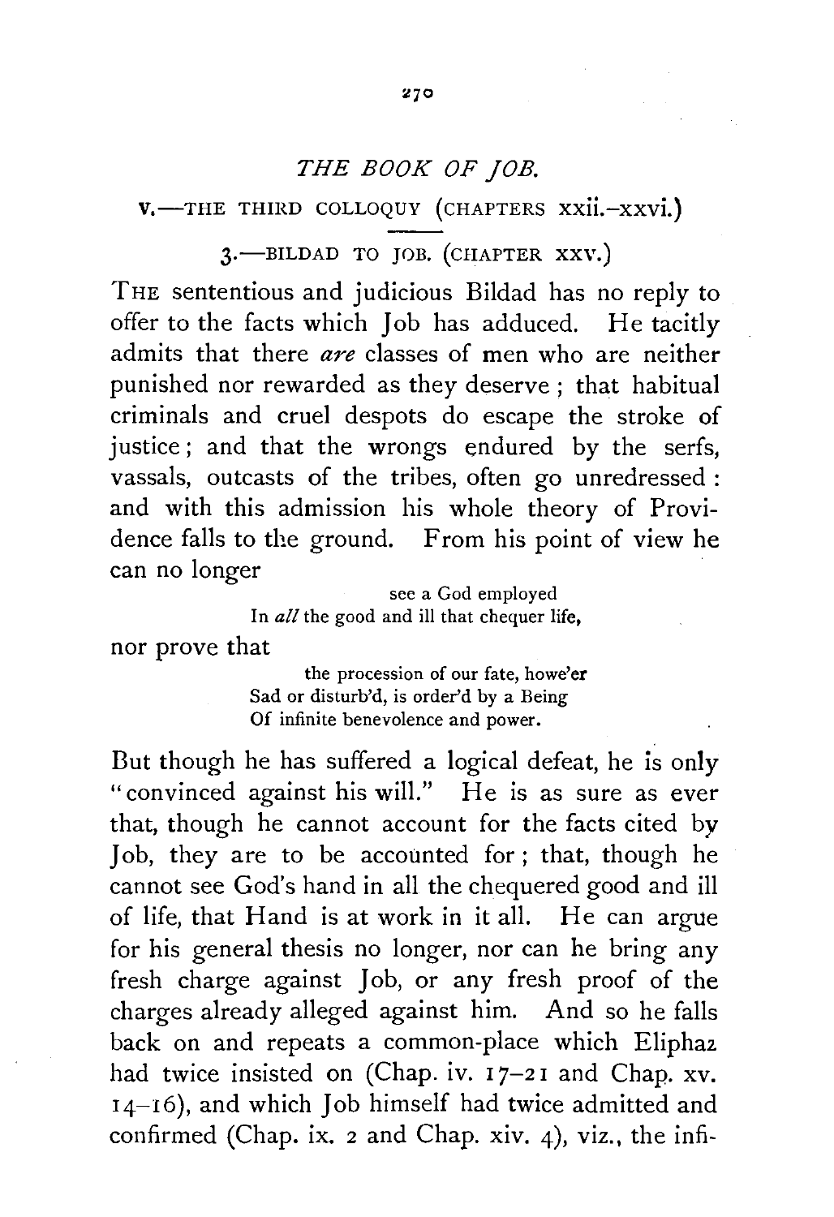## *THE BOOK OF JOB.*

### V.—THE THIRD COLLOQUY (CHAPTERS xxii.–xxvi.)

### 3.—BILDAD TO JOB. (CHAPTER XXV.)

THE sententious and judicious Bildad has no reply to offer to the facts which Job has adduced. He tacitly admits that there *are* classes of men who are neither punished nor rewarded as they deserve; that habitual criminals and cruel despots do escape the stroke of justice; and that the wrongs endured by the serfs, vassals, outcasts of the tribes, often go unredressed: and with this admission his whole theory of Providence falls to the ground. From his point of view he can no longer

> see a God employed
> In *all* the good and ill that chequer life,

nor prove that

> the procession of our fate, howe'er
> Sad or disturb'd, is order'd by a Being
> Of infinite benevolence and power.

But though he has suffered a logical defeat, he is only "convinced against his will." He is as sure as ever that, though he cannot account for the facts cited by Job, they are to be accounted for; that, though he cannot see God's hand in all the chequered good and ill of life, that Hand is at work in it all. He can argue for his general thesis no longer, nor can he bring any fresh charge against Job, or any fresh proof of the charges already alleged against him. And so he falls back on and repeats a common-place which Eliphaz had twice insisted on (Chap. iv. 17–21 and Chap. xv. 14–16), and which Job himself had twice admitted and confirmed (Chap. ix. 2 and Chap. xiv. 4), viz., the infi-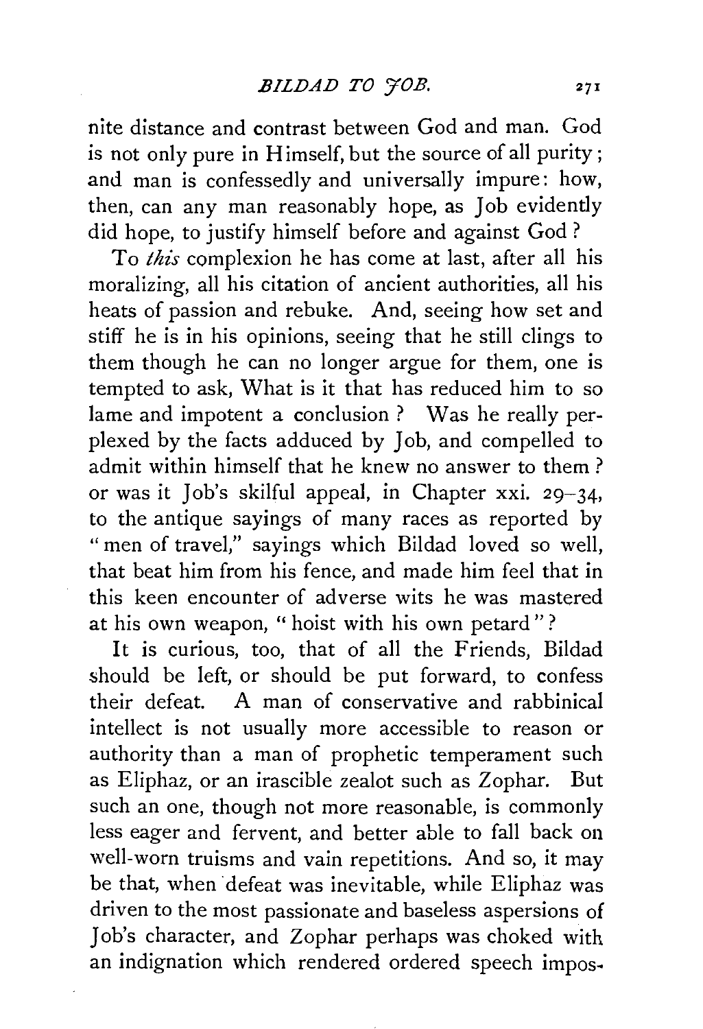nite distance and contrast between God and man. God is not only pure in Himself, but the source of all purity; and man is confessedly and universally impure: how, then, can any man reasonably hope, as Job evidently did hope, to justify himself before and against God?

To *this* complexion he has come at last, after all his moralizing, all his citation of ancient authorities, all his heats of passion and rebuke. And, seeing how set and stiff he is in his opinions, seeing that he still clings to them though he can no longer argue for them, one is tempted to ask, What is it that has reduced him to so lame and impotent a conclusion? Was he really perplexed by the facts adduced by Job, and compelled to admit within himself that he knew no answer to them? or was it Job's skilful appeal, in Chapter xxi. 29–34, to the antique sayings of many races as reported by "men of travel," sayings which Bildad loved so well, that beat him from his fence, and made him feel that in this keen encounter of adverse wits he was mastered at his own weapon, "hoist with his own petard"?

It is curious, too, that of all the Friends, Bildad should be left, or should be put forward, to confess their defeat. A man of conservative and rabbinical intellect is not usually more accessible to reason or authority than a man of prophetic temperament such as Eliphaz, or an irascible zealot such as Zophar. But such an one, though not more reasonable, is commonly less eager and fervent, and better able to fall back on well-worn truisms and vain repetitions. And so, it may be that, when defeat was inevitable, while Eliphaz was driven to the most passionate and baseless aspersions of Job's character, and Zophar perhaps was choked with an indignation which rendered ordered speech impos-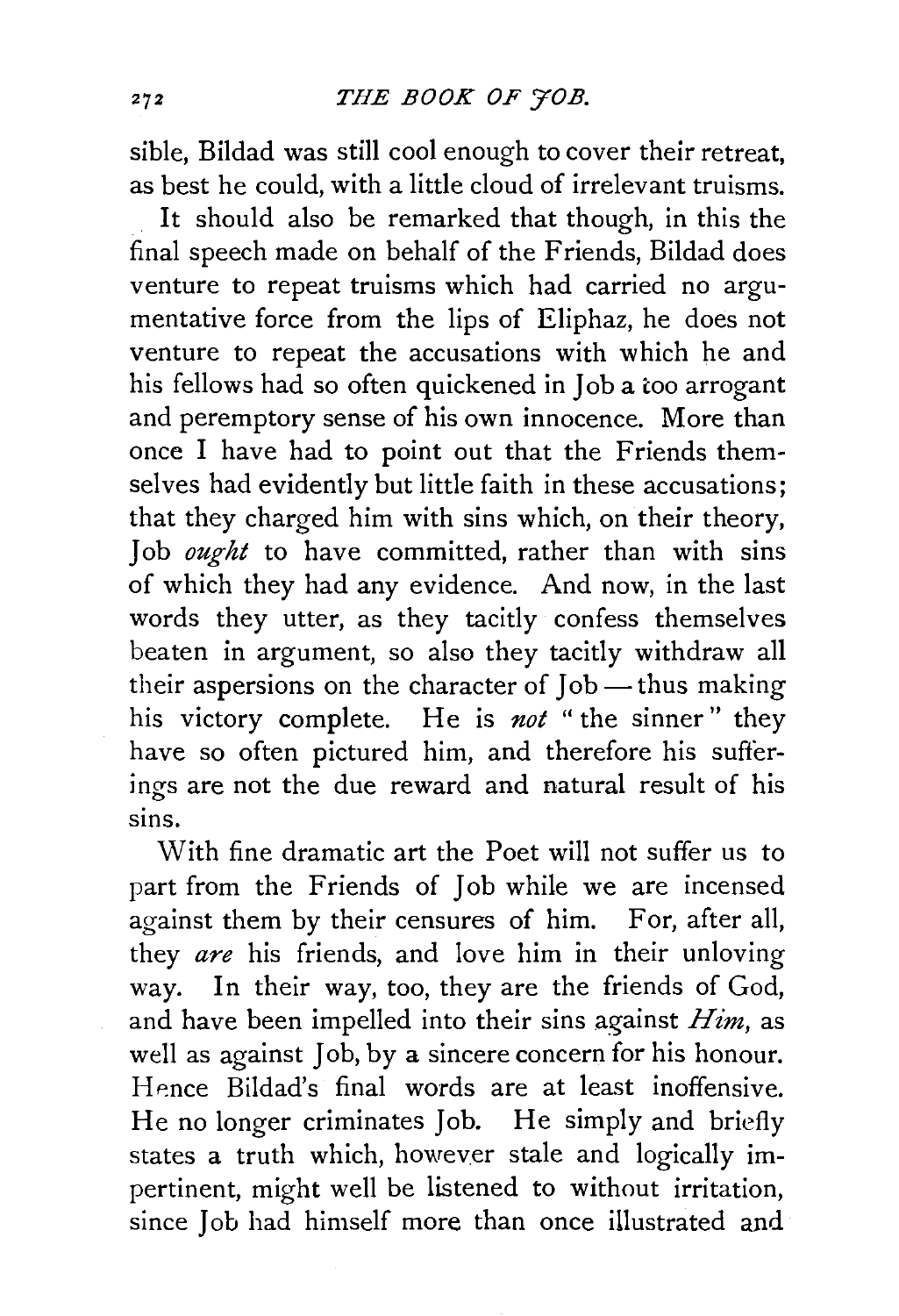sible, Bildad was still cool enough to cover their retreat, as best he could, with a little cloud of irrelevant truisms.

It should also be remarked that though, in this the final speech made on behalf of the Friends, Bildad does venture to repeat truisms which had carried no argumentative force from the lips of Eliphaz, he does not venture to repeat the accusations with which he and his fellows had so often quickened in Job a too arrogant and peremptory sense of his own innocence. More than once I have had to point out that the Friends themselves had evidently but little faith in these accusations; that they charged him with sins which, on their theory, Job *ought* to have committed, rather than with sins of which they had any evidence. And now, in the last words they utter, as they tacitly confess themselves beaten in argument, so also they tacitly withdraw all their aspersions on the character of Job — thus making his victory complete. He is *not* "the sinner" they have so often pictured him, and therefore his sufferings are not the due reward and natural result of his sins.

With fine dramatic art the Poet will not suffer us to part from the Friends of Job while we are incensed against them by their censures of him. For, after all, they *are* his friends, and love him in their unloving way. In their way, too, they are the friends of God, and have been impelled into their sins against *Him*, as well as against Job, by a sincere concern for his honour. Hence Bildad's final words are at least inoffensive. He no longer criminates Job. He simply and briefly states a truth which, however stale and logically impertinent, might well be listened to without irritation, since Job had himself more than once illustrated and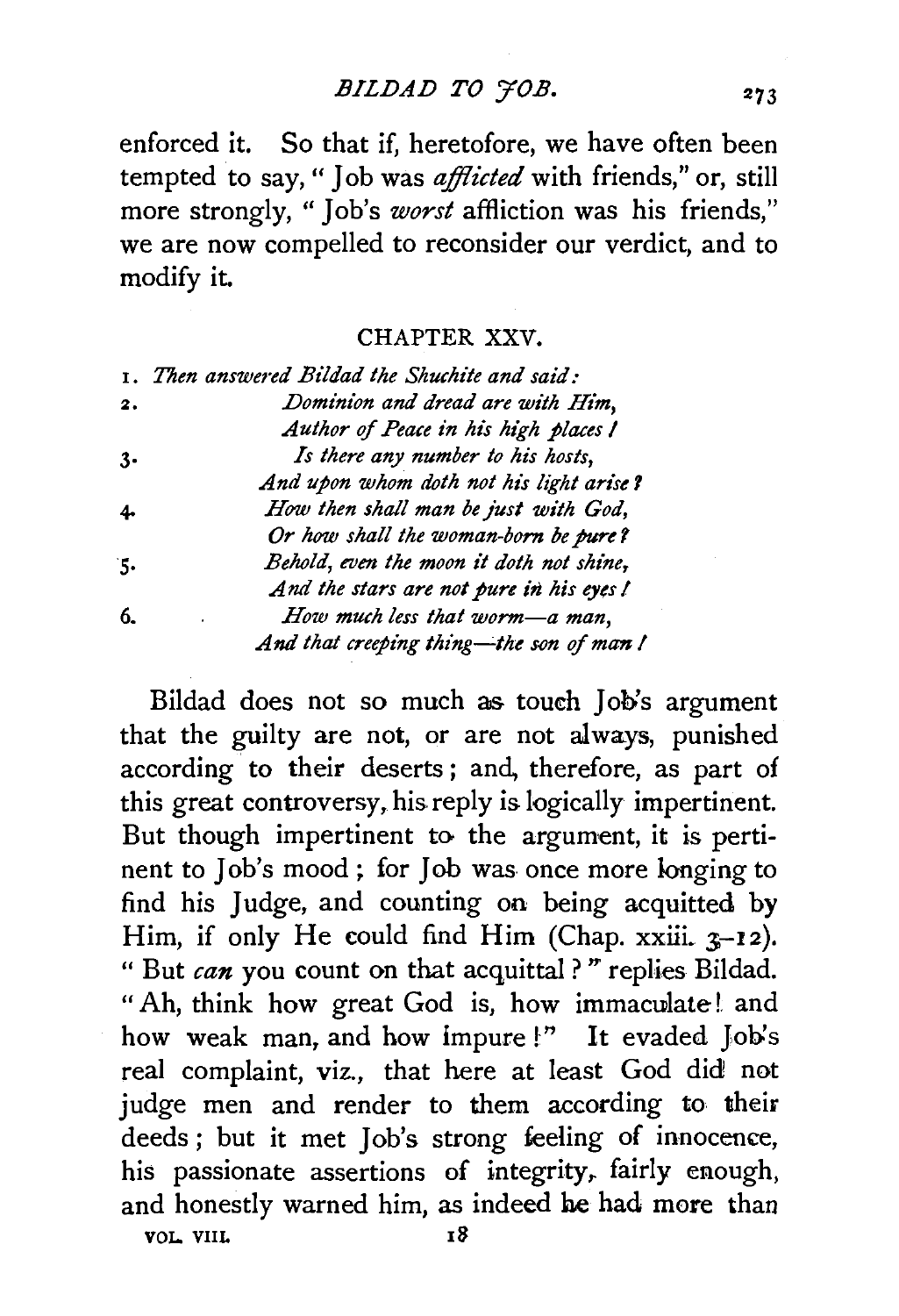enforced it. So that if, heretofore, we have often been tempted to say, "Job was *afflicted* with friends," or, still more strongly, "Job's *worst* affliction was his friends," we are now compelled to reconsider our verdict, and to modify it.

## CHAPTER XXV.

1. *Then answered Bildad the Shuchite and said:*
2. *Dominion and dread are with Him,*
   *Author of Peace in his high places!*
3. *Is there any number to his hosts,*
   *And upon whom doth not his light arise?*
4. *How then shall man be just with God,*
   *Or how shall the woman-born be pure?*
5. *Behold, even the moon it doth not shine,*
   *And the stars are not pure in his eyes!*
6. *How much less that worm—a man,*
   *And that creeping thing—the son of man!*

Bildad does not so much as touch Job's argument that the guilty are not, or are not always, punished according to their deserts; and, therefore, as part of this great controversy, his reply is logically impertinent. But though impertinent to the argument, it is pertinent to Job's mood; for Job was once more longing to find his Judge, and counting on being acquitted by Him, if only He could find Him (Chap. xxiii. 3–12). "But *can* you count on that acquittal?" replies Bildad. "Ah, think how great God is, how immaculate! and how weak man, and how impure!" It evaded Job's real complaint, viz., that here at least God did not judge men and render to them according to their deeds; but it met Job's strong feeling of innocence, his passionate assertions of integrity, fairly enough, and honestly warned him, as indeed he had more than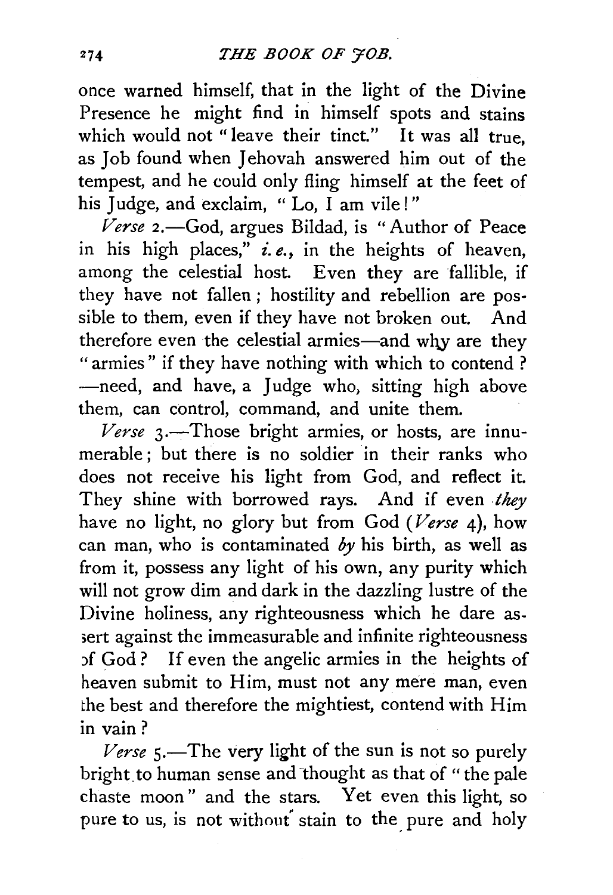once warned himself, that in the light of the Divine Presence he might find in himself spots and stains which would not "leave their tinct." It was all true, as Job found when Jehovah answered him out of the tempest, and he could only fling himself at the feet of his Judge, and exclaim, "Lo, I am vile!"

*Verse* 2.—God, argues Bildad, is "Author of Peace in his high places," *i.e.*, in the heights of heaven, among the celestial host. Even they are fallible, if they have not fallen; hostility and rebellion are possible to them, even if they have not broken out. And therefore even the celestial armies—and why are they "armies" if they have nothing with which to contend?—need, and have, a Judge who, sitting high above them, can control, command, and unite them.

*Verse* 3.—Those bright armies, or hosts, are innumerable; but there is no soldier in their ranks who does not receive his light from God, and reflect it. They shine with borrowed rays. And if even *they* have no light, no glory but from God (*Verse* 4), how can man, who is contaminated *by* his birth, as well as from it, possess any light of his own, any purity which will not grow dim and dark in the dazzling lustre of the Divine holiness, any righteousness which he dare assert against the immeasurable and infinite righteousness of God? If even the angelic armies in the heights of heaven submit to Him, must not any mere man, even the best and therefore the mightiest, contend with Him in vain?

*Verse* 5.—The very light of the sun is not so purely bright to human sense and thought as that of "the pale chaste moon" and the stars. Yet even this light, so pure to us, is not without stain to the pure and holy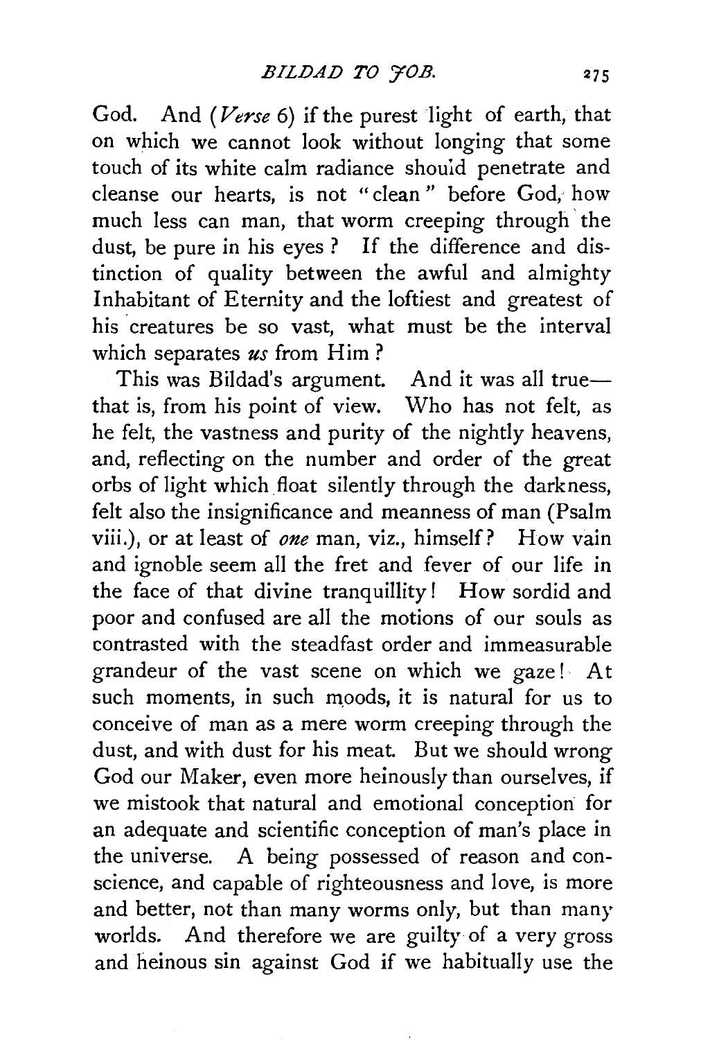God. And (*Verse* 6) if the purest light of earth, that on which we cannot look without longing that some touch of its white calm radiance should penetrate and cleanse our hearts, is not "clean" before God, how much less can man, that worm creeping through the dust, be pure in his eyes? If the difference and distinction of quality between the awful and almighty Inhabitant of Eternity and the loftiest and greatest of his creatures be so vast, what must be the interval which separates *us* from Him?

This was Bildad's argument. And it was all true—that is, from his point of view. Who has not felt, as he felt, the vastness and purity of the nightly heavens, and, reflecting on the number and order of the great orbs of light which float silently through the darkness, felt also the insignificance and meanness of man (Psalm viii.), or at least of *one* man, viz., himself? How vain and ignoble seem all the fret and fever of our life in the face of that divine tranquillity! How sordid and poor and confused are all the motions of our souls as contrasted with the steadfast order and immeasurable grandeur of the vast scene on which we gaze! At such moments, in such moods, it is natural for us to conceive of man as a mere worm creeping through the dust, and with dust for his meat. But we should wrong God our Maker, even more heinously than ourselves, if we mistook that natural and emotional conception for an adequate and scientific conception of man's place in the universe. A being possessed of reason and conscience, and capable of righteousness and love, is more and better, not than many worms only, but than many worlds. And therefore we are guilty of a very gross and heinous sin against God if we habitually use the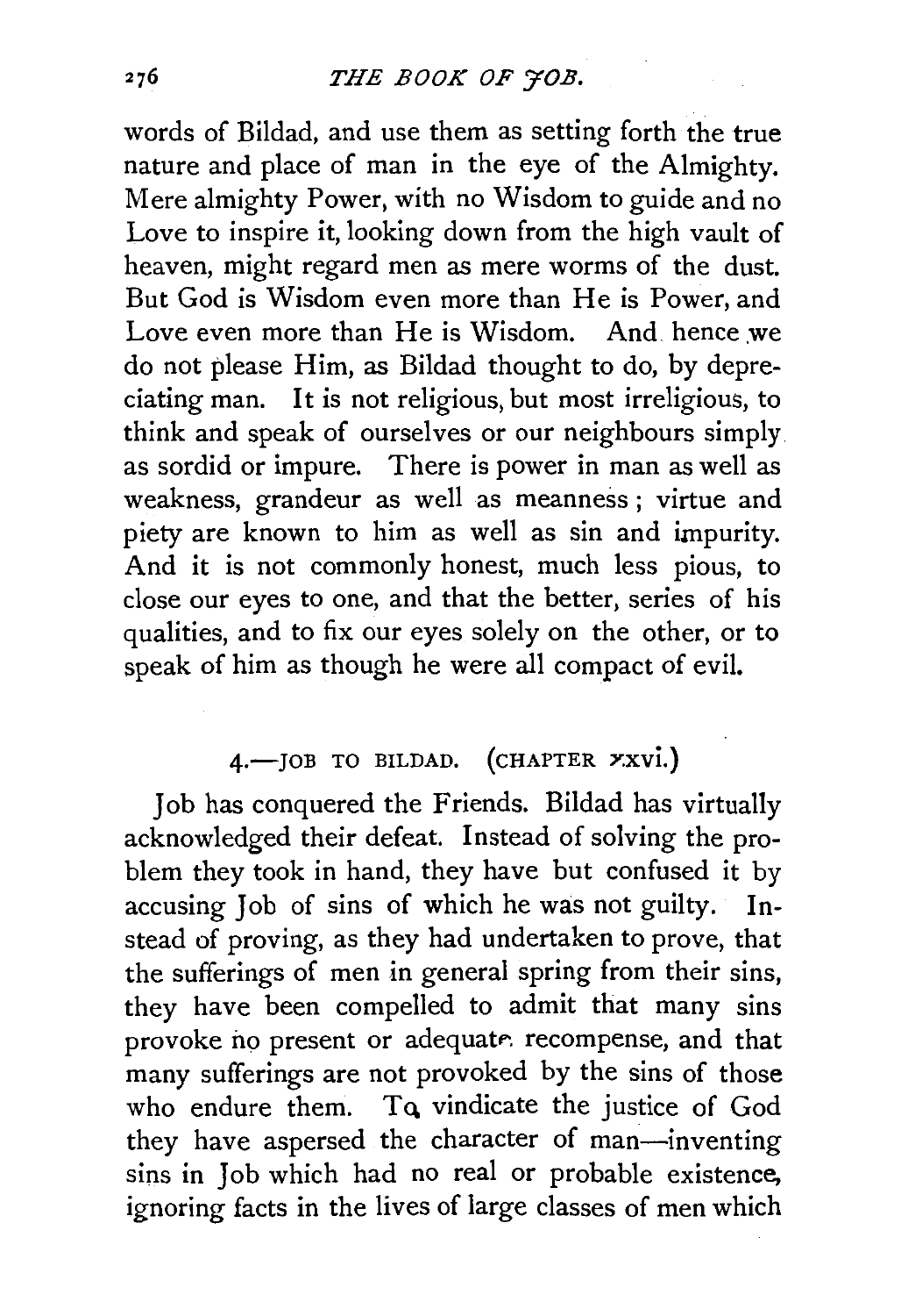words of Bildad, and use them as setting forth the true nature and place of man in the eye of the Almighty. Mere almighty Power, with no Wisdom to guide and no Love to inspire it, looking down from the high vault of heaven, might regard men as mere worms of the dust. But God is Wisdom even more than He is Power, and Love even more than He is Wisdom. And hence we do not please Him, as Bildad thought to do, by depreciating man. It is not religious, but most irreligious, to think and speak of ourselves or our neighbours simply as sordid or impure. There is power in man as well as weakness, grandeur as well as meanness; virtue and piety are known to him as well as sin and impurity. And it is not commonly honest, much less pious, to close our eyes to one, and that the better, series of his qualities, and to fix our eyes solely on the other, or to speak of him as though he were all compact of evil.

## 4.—JOB TO BILDAD. (CHAPTER XXVI.)

Job has conquered the Friends. Bildad has virtually acknowledged their defeat. Instead of solving the problem they took in hand, they have but confused it by accusing Job of sins of which he was not guilty. Instead of proving, as they had undertaken to prove, that the sufferings of men in general spring from their sins, they have been compelled to admit that many sins provoke no present or adequate recompense, and that many sufferings are not provoked by the sins of those who endure them. To vindicate the justice of God they have aspersed the character of man—inventing sins in Job which had no real or probable existence, ignoring facts in the lives of large classes of men which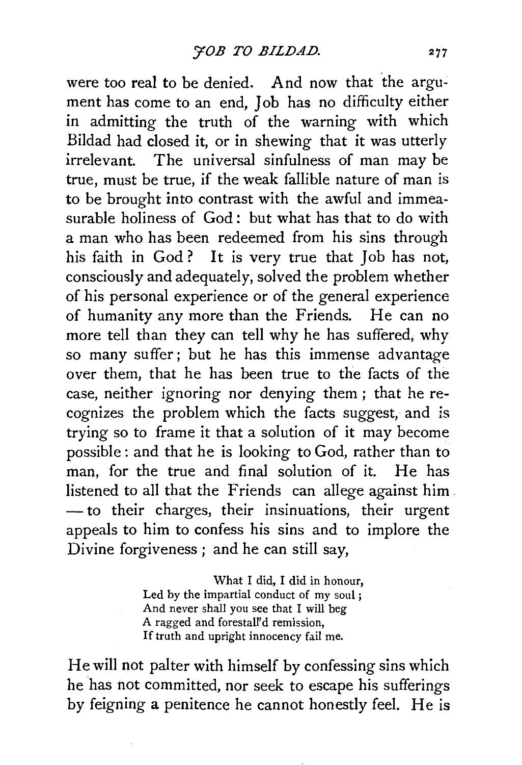were too real to be denied. And now that the argument has come to an end, Job has no difficulty either in admitting the truth of the warning with which Bildad had closed it, or in shewing that it was utterly irrelevant. The universal sinfulness of man may be true, must be true, if the weak fallible nature of man is to be brought into contrast with the awful and immeasurable holiness of God: but what has that to do with a man who has been redeemed from his sins through his faith in God? It is very true that Job has not, consciously and adequately, solved the problem whether of his personal experience or of the general experience of humanity any more than the Friends. He can no more tell than they can tell why he has suffered, why so many suffer; but he has this immense advantage over them, that he has been true to the facts of the case, neither ignoring nor denying them; that he recognizes the problem which the facts suggest, and is trying so to frame it that a solution of it may become possible: and that he is looking to God, rather than to man, for the true and final solution of it. He has listened to all that the Friends can allege against him — to their charges, their insinuations, their urgent appeals to him to confess his sins and to implore the Divine forgiveness; and he can still say,

> What I did, I did in honour,
> Led by the impartial conduct of my soul;
> And never shall you see that I will beg
> A ragged and forestall'd remission,
> If truth and upright innocency fail me.

He will not palter with himself by confessing sins which he has not committed, nor seek to escape his sufferings by feigning a penitence he cannot honestly feel. He is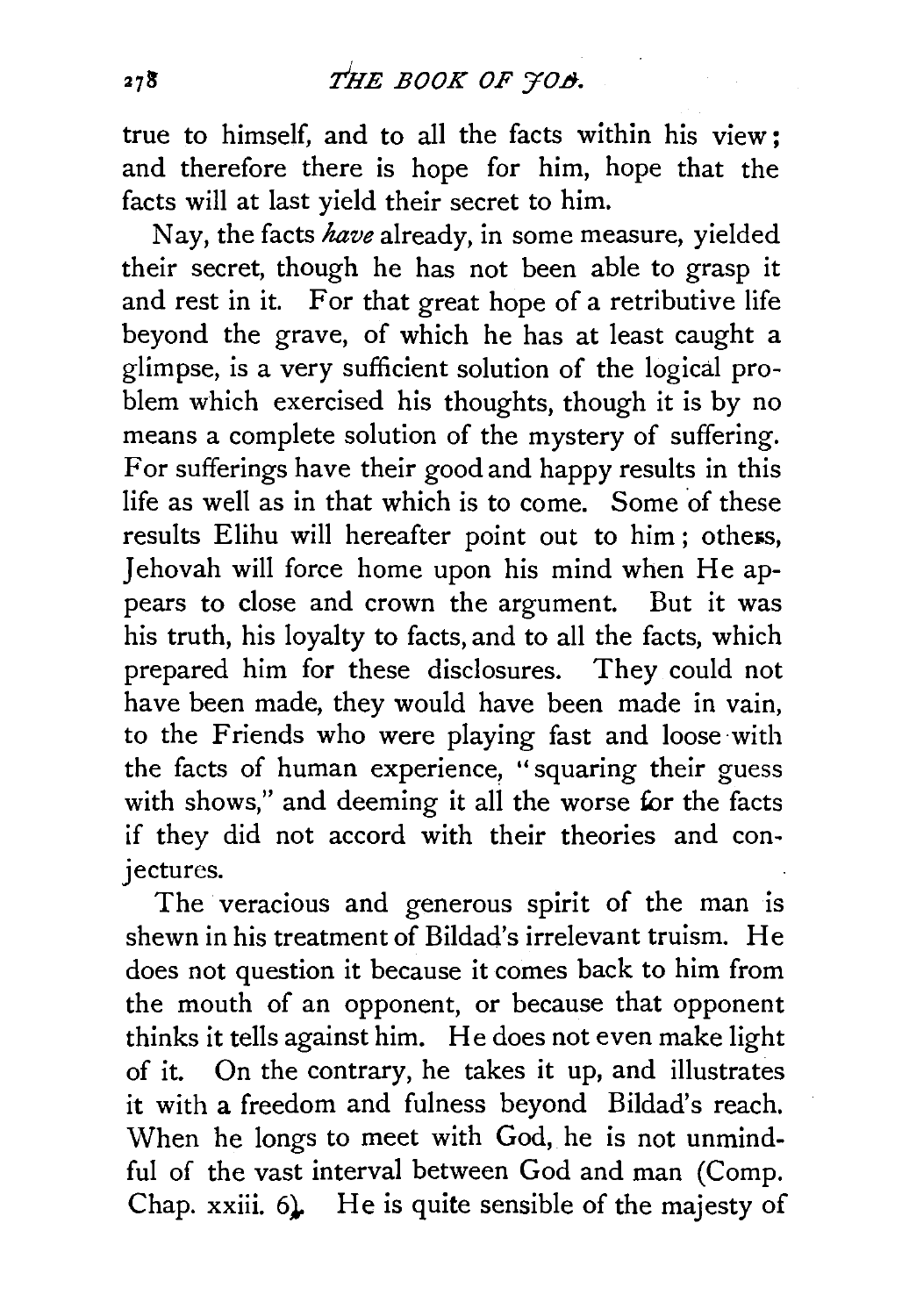true to himself, and to all the facts within his view; and therefore there is hope for him, hope that the facts will at last yield their secret to him.

Nay, the facts *have* already, in some measure, yielded their secret, though he has not been able to grasp it and rest in it. For that great hope of a retributive life beyond the grave, of which he has at least caught a glimpse, is a very sufficient solution of the logical problem which exercised his thoughts, though it is by no means a complete solution of the mystery of suffering. For sufferings have their good and happy results in this life as well as in that which is to come. Some of these results Elihu will hereafter point out to him; others, Jehovah will force home upon his mind when He appears to close and crown the argument. But it was his truth, his loyalty to facts, and to all the facts, which prepared him for these disclosures. They could not have been made, they would have been made in vain, to the Friends who were playing fast and loose with the facts of human experience, "squaring their guess with shows," and deeming it all the worse for the facts if they did not accord with their theories and conjectures.

The veracious and generous spirit of the man is shewn in his treatment of Bildad's irrelevant truism. He does not question it because it comes back to him from the mouth of an opponent, or because that opponent thinks it tells against him. He does not even make light of it. On the contrary, he takes it up, and illustrates it with a freedom and fulness beyond Bildad's reach. When he longs to meet with God, he is not unmindful of the vast interval between God and man (Comp. Chap. xxiii. 6). He is quite sensible of the majesty of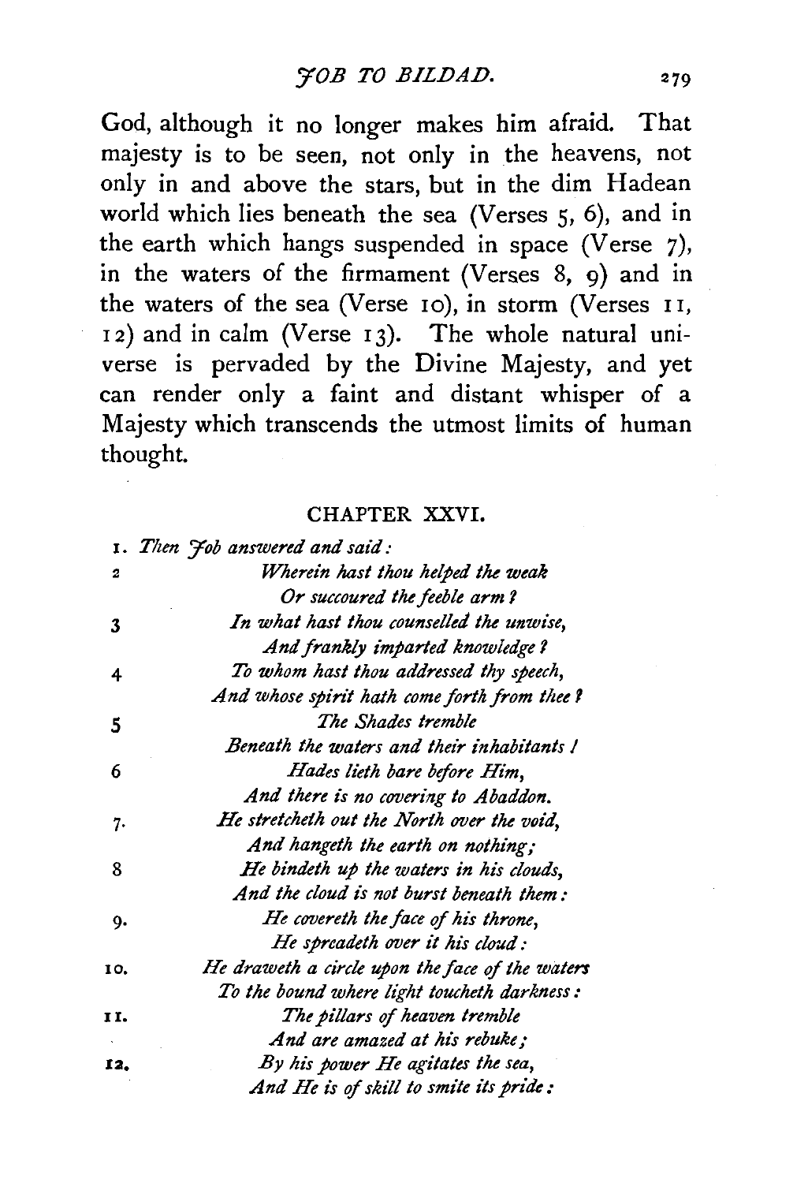God, although it no longer makes him afraid. That majesty is to be seen, not only in the heavens, not only in and above the stars, but in the dim Hadean world which lies beneath the sea (Verses 5, 6), and in the earth which hangs suspended in space (Verse 7), in the waters of the firmament (Verses 8, 9) and in the waters of the sea (Verse 10), in storm (Verses 11, 12) and in calm (Verse 13). The whole natural universe is pervaded by the Divine Majesty, and yet can render only a faint and distant whisper of a Majesty which transcends the utmost limits of human thought.

## CHAPTER XXVI.

1. *Then Job answered and said:*

2. *Wherein hast thou helped the weak*
   *Or succoured the feeble arm?*

3. *In what hast thou counselled the unwise,*
   *And frankly imparted knowledge?*

4. *To whom hast thou addressed thy speech,*
   *And whose spirit hath come forth from thee?*

5. *The Shades tremble*
   *Beneath the waters and their inhabitants!*

6. *Hades lieth bare before Him,*
   *And there is no covering to Abaddon.*

7. *He stretcheth out the North over the void,*
   *And hangeth the earth on nothing;*

8. *He bindeth up the waters in his clouds,*
   *And the cloud is not burst beneath them:*

9. *He covereth the face of his throne,*
   *He spreadeth over it his cloud:*

10. *He draweth a circle upon the face of the waters*
    *To the bound where light toucheth darkness:*

11. *The pillars of heaven tremble*
    *And are amazed at his rebuke;*

12. *By his power He agitates the sea,*
    *And He is of skill to smite its pride:*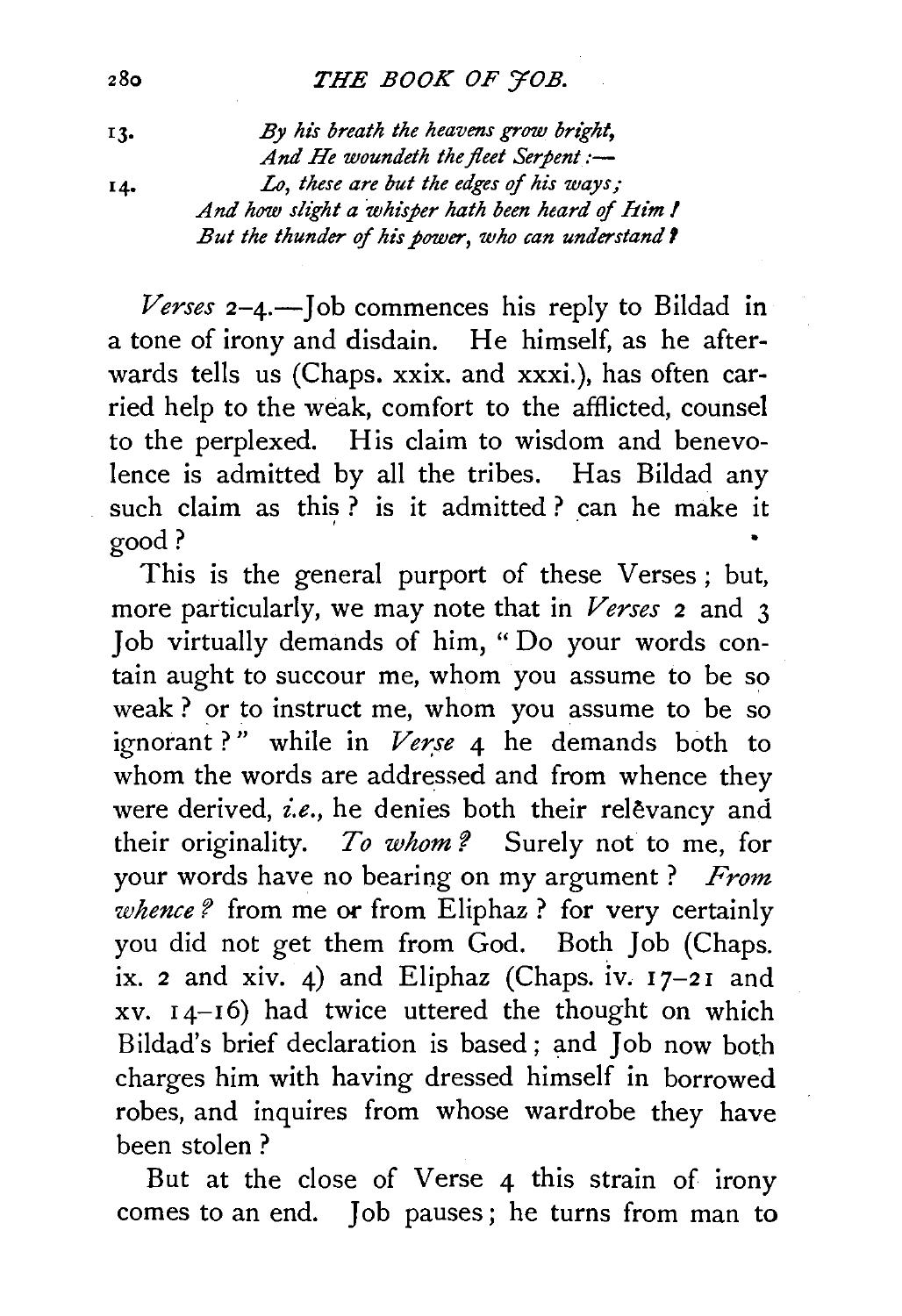13. *By his breath the heavens grow bright,*
*And He woundeth the fleet Serpent:—*

14. *Lo, these are but the edges of his ways;*
*And how slight a whisper hath been heard of Him!*
*But the thunder of his power, who can understand?*

*Verses* 2–4.—Job commences his reply to Bildad in a tone of irony and disdain. He himself, as he afterwards tells us (Chaps. xxix. and xxxi.), has often carried help to the weak, comfort to the afflicted, counsel to the perplexed. His claim to wisdom and benevolence is admitted by all the tribes. Has Bildad any such claim as this? is it admitted? can he make it good?

This is the general purport of these Verses; but, more particularly, we may note that in *Verses* 2 and 3 Job virtually demands of him, "Do your words contain aught to succour me, whom you assume to be so weak? or to instruct me, whom you assume to be so ignorant?" while in *Verse* 4 he demands both to whom the words are addressed and from whence they were derived, *i.e.*, he denies both their relĕvancy and their originality. *To whom?* Surely not to me, for your words have no bearing on my argument? *From whence?* from me or from Eliphaz? for very certainly you did not get them from God. Both Job (Chaps. ix. 2 and xiv. 4) and Eliphaz (Chaps. iv. 17–21 and xv. 14–16) had twice uttered the thought on which Bildad's brief declaration is based; and Job now both charges him with having dressed himself in borrowed robes, and inquires from whose wardrobe they have been stolen?

But at the close of Verse 4 this strain of irony comes to an end. Job pauses; he turns from man to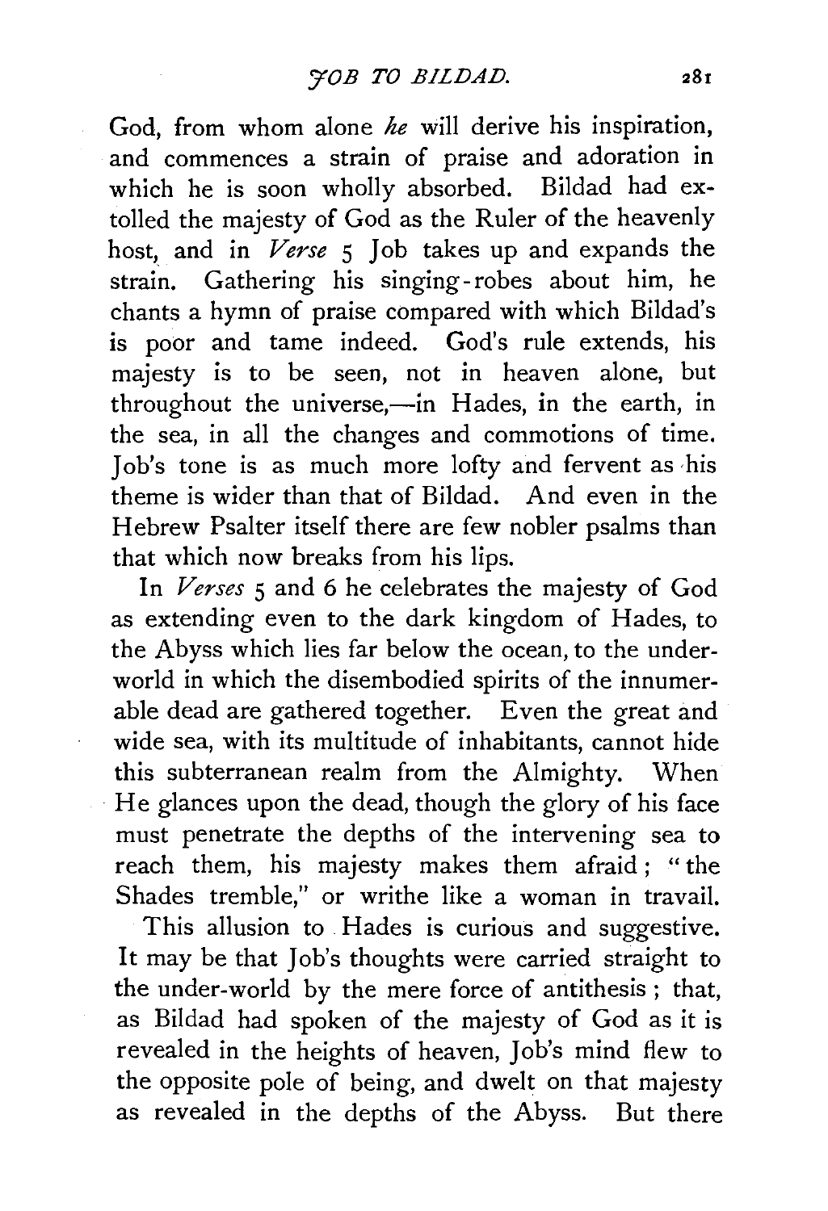God, from whom alone *he* will derive his inspiration, and commences a strain of praise and adoration in which he is soon wholly absorbed. Bildad had extolled the majesty of God as the Ruler of the heavenly host, and in *Verse* 5 Job takes up and expands the strain. Gathering his singing-robes about him, he chants a hymn of praise compared with which Bildad's is poor and tame indeed. God's rule extends, his majesty is to be seen, not in heaven alone, but throughout the universe,—in Hades, in the earth, in the sea, in all the changes and commotions of time. Job's tone is as much more lofty and fervent as his theme is wider than that of Bildad. And even in the Hebrew Psalter itself there are few nobler psalms than that which now breaks from his lips.

In *Verses* 5 and 6 he celebrates the majesty of God as extending even to the dark kingdom of Hades, to the Abyss which lies far below the ocean, to the underworld in which the disembodied spirits of the innumerable dead are gathered together. Even the great and wide sea, with its multitude of inhabitants, cannot hide this subterranean realm from the Almighty. When He glances upon the dead, though the glory of his face must penetrate the depths of the intervening sea to reach them, his majesty makes them afraid; "the Shades tremble," or writhe like a woman in travail.

This allusion to Hades is curious and suggestive. It may be that Job's thoughts were carried straight to the under-world by the mere force of antithesis; that, as Bildad had spoken of the majesty of God as it is revealed in the heights of heaven, Job's mind flew to the opposite pole of being, and dwelt on that majesty as revealed in the depths of the Abyss. But there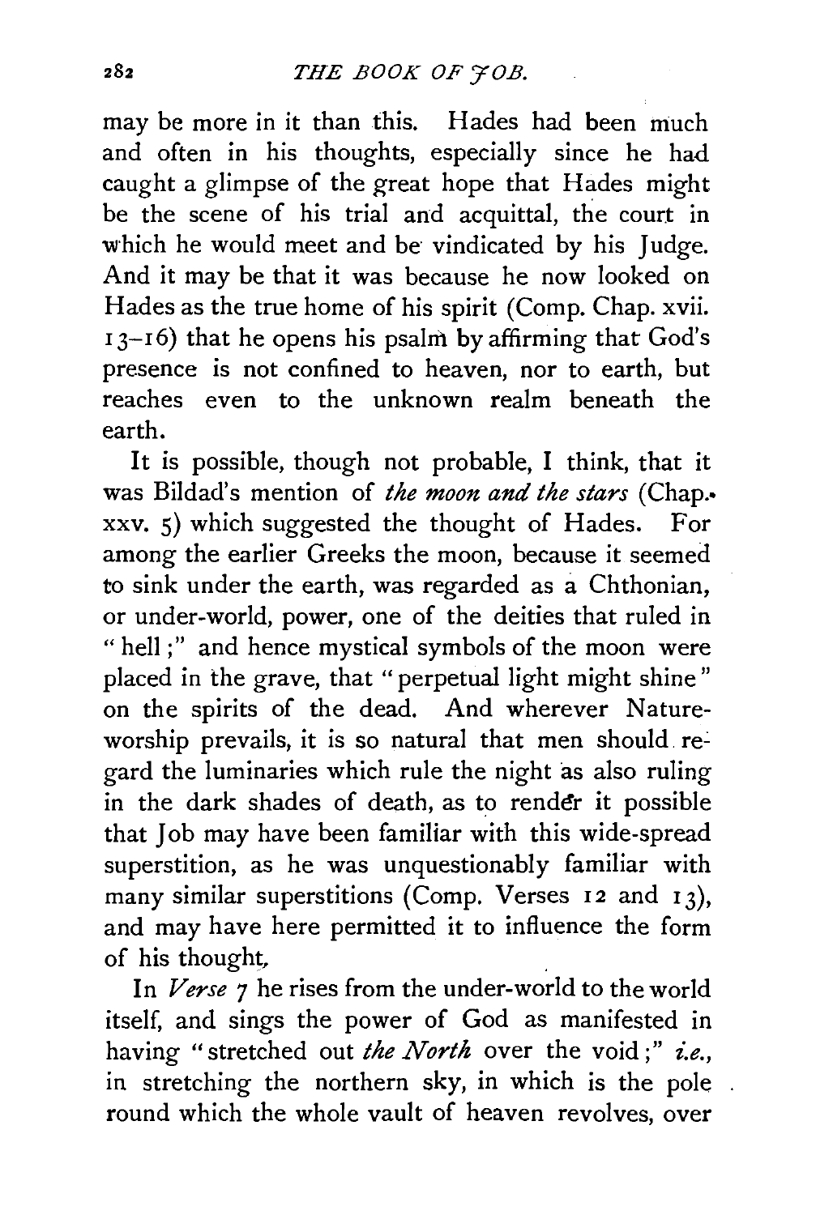may be more in it than this. Hades had been much and often in his thoughts, especially since he had caught a glimpse of the great hope that Hades might be the scene of his trial and acquittal, the court in which he would meet and be vindicated by his Judge. And it may be that it was because he now looked on Hades as the true home of his spirit (Comp. Chap. xvii. 13–16) that he opens his psalm by affirming that God's presence is not confined to heaven, nor to earth, but reaches even to the unknown realm beneath the earth.

It is possible, though not probable, I think, that it was Bildad's mention of *the moon and the stars* (Chap. xxv. 5) which suggested the thought of Hades. For among the earlier Greeks the moon, because it seemed to sink under the earth, was regarded as a Chthonian, or under-world, power, one of the deities that ruled in "hell;" and hence mystical symbols of the moon were placed in the grave, that "perpetual light might shine" on the spirits of the dead. And wherever Nature-worship prevails, it is so natural that men should regard the luminaries which rule the night as also ruling in the dark shades of death, as to render it possible that Job may have been familiar with this wide-spread superstition, as he was unquestionably familiar with many similar superstitions (Comp. Verses 12 and 13), and may have here permitted it to influence the form of his thought.

In *Verse 7* he rises from the under-world to the world itself, and sings the power of God as manifested in having "stretched out *the North* over the void;" *i.e.*, in stretching the northern sky, in which is the pole round which the whole vault of heaven revolves, over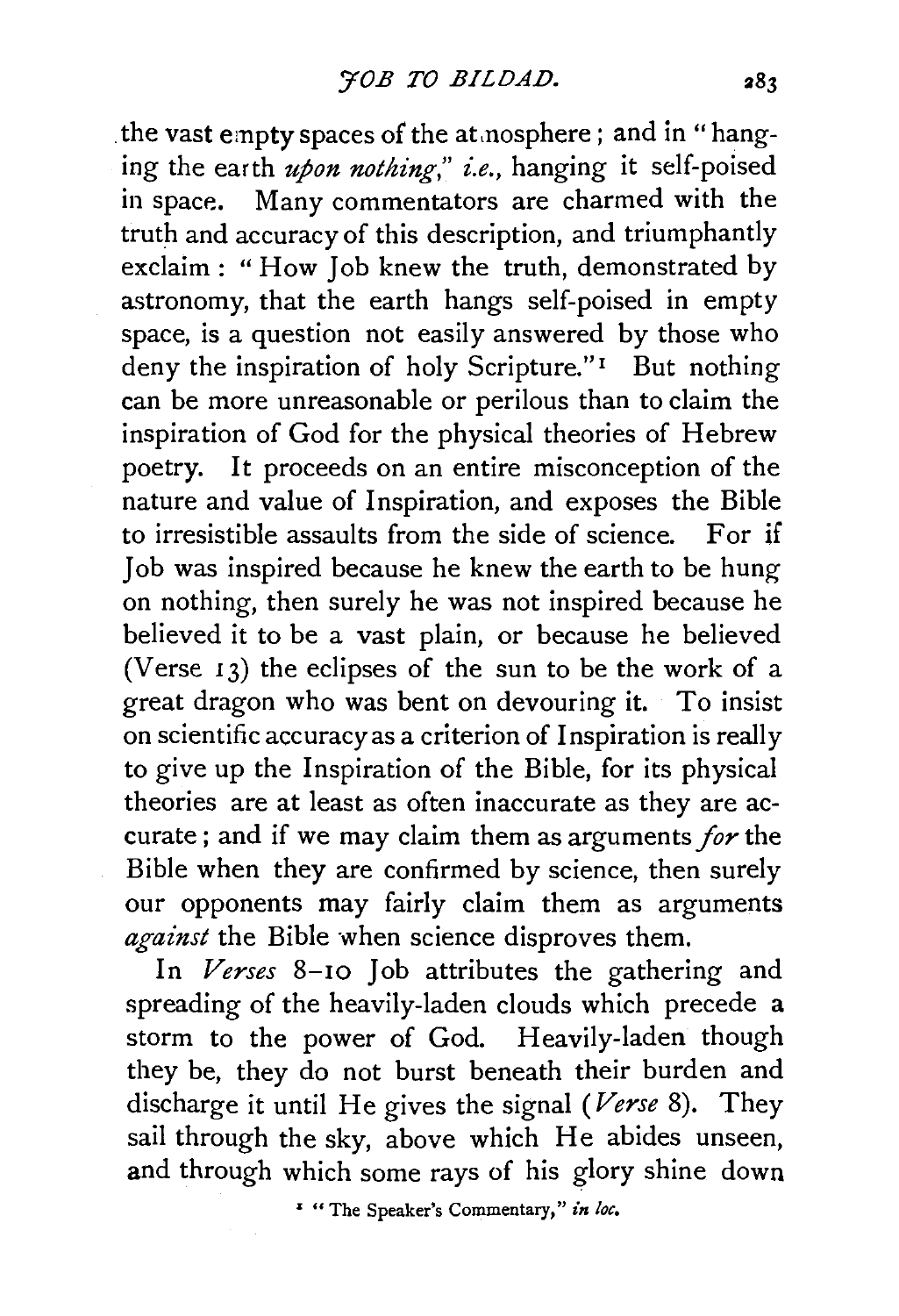the vast empty spaces of the atmosphere; and in "hanging the earth *upon nothing*," *i.e.*, hanging it self-poised in space. Many commentators are charmed with the truth and accuracy of this description, and triumphantly exclaim: "How Job knew the truth, demonstrated by astronomy, that the earth hangs self-poised in empty space, is a question not easily answered by those who deny the inspiration of holy Scripture."[1] But nothing can be more unreasonable or perilous than to claim the inspiration of God for the physical theories of Hebrew poetry. It proceeds on an entire misconception of the nature and value of Inspiration, and exposes the Bible to irresistible assaults from the side of science. For if Job was inspired because he knew the earth to be hung on nothing, then surely he was not inspired because he believed it to be a vast plain, or because he believed (Verse 13) the eclipses of the sun to be the work of a great dragon who was bent on devouring it. To insist on scientific accuracy as a criterion of Inspiration is really to give up the Inspiration of the Bible, for its physical theories are at least as often inaccurate as they are accurate; and if we may claim them as arguments *for* the Bible when they are confirmed by science, then surely our opponents may fairly claim them as arguments *against* the Bible when science disproves them.

In *Verses* 8–10 Job attributes the gathering and spreading of the heavily-laden clouds which precede a storm to the power of God. Heavily-laden though they be, they do not burst beneath their burden and discharge it until He gives the signal (*Verse* 8). They sail through the sky, above which He abides unseen, and through which some rays of his glory shine down

[1] "The Speaker's Commentary," *in loc.*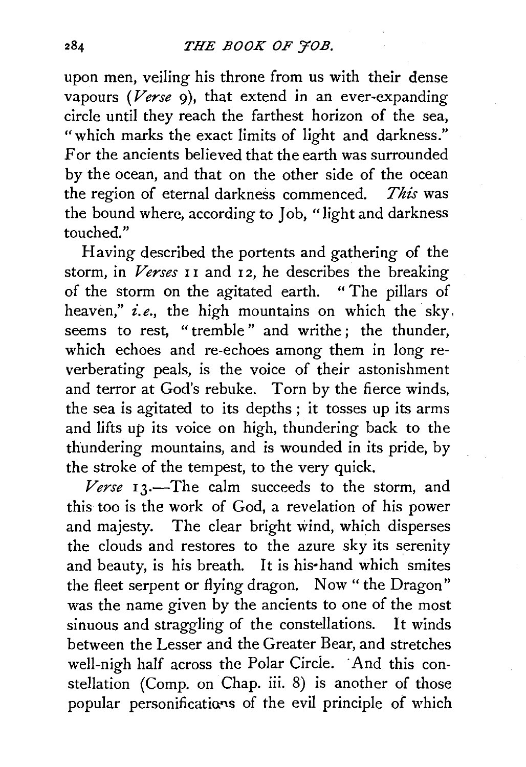upon men, veiling his throne from us with their dense vapours (*Verse* 9), that extend in an ever-expanding circle until they reach the farthest horizon of the sea, "which marks the exact limits of light and darkness." For the ancients believed that the earth was surrounded by the ocean, and that on the other side of the ocean the region of eternal darkness commenced. *This* was the bound where, according to Job, "light and darkness touched."

Having described the portents and gathering of the storm, in *Verses* 11 and 12, he describes the breaking of the storm on the agitated earth. "The pillars of heaven," *i.e.*, the high mountains on which the sky seems to rest, "tremble" and writhe; the thunder, which echoes and re-echoes among them in long reverberating peals, is the voice of their astonishment and terror at God's rebuke. Torn by the fierce winds, the sea is agitated to its depths; it tosses up its arms and lifts up its voice on high, thundering back to the thundering mountains, and is wounded in its pride, by the stroke of the tempest, to the very quick.

*Verse* 13.—The calm succeeds to the storm, and this too is the work of God, a revelation of his power and majesty. The clear bright wind, which disperses the clouds and restores to the azure sky its serenity and beauty, is his breath. It is his hand which smites the fleet serpent or flying dragon. Now "the Dragon" was the name given by the ancients to one of the most sinuous and straggling of the constellations. It winds between the Lesser and the Greater Bear, and stretches well-nigh half across the Polar Circle. And this constellation (Comp. on Chap. iii. 8) is another of those popular personifications of the evil principle of which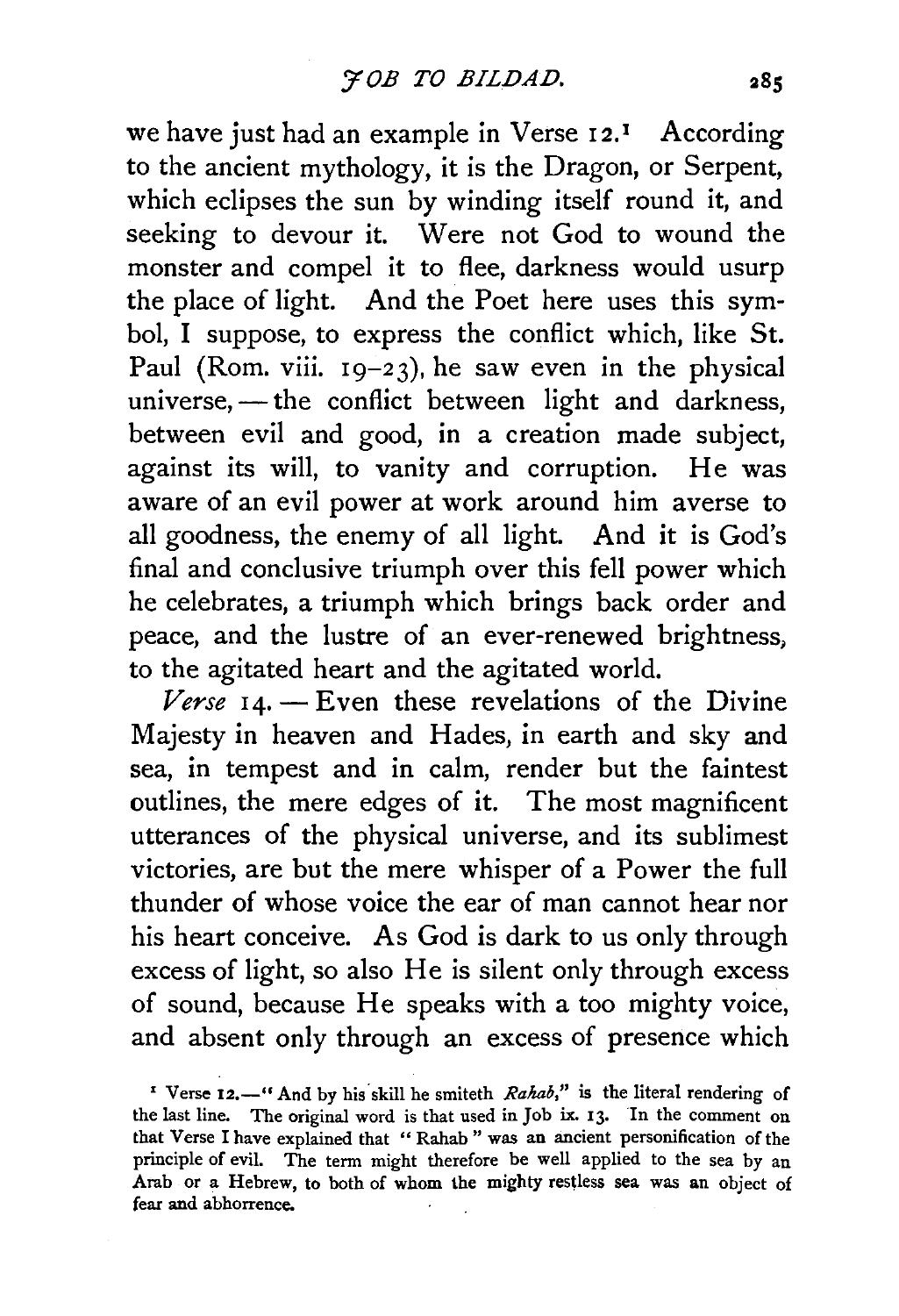we have just had an example in Verse 12.[1] According to the ancient mythology, it is the Dragon, or Serpent, which eclipses the sun by winding itself round it, and seeking to devour it. Were not God to wound the monster and compel it to flee, darkness would usurp the place of light. And the Poet here uses this symbol, I suppose, to express the conflict which, like St. Paul (Rom. viii. 19–23), he saw even in the physical universe, — the conflict between light and darkness, between evil and good, in a creation made subject, against its will, to vanity and corruption. He was aware of an evil power at work around him averse to all goodness, the enemy of all light. And it is God's final and conclusive triumph over this fell power which he celebrates, a triumph which brings back order and peace, and the lustre of an ever-renewed brightness, to the agitated heart and the agitated world.

*Verse* 14. — Even these revelations of the Divine Majesty in heaven and Hades, in earth and sky and sea, in tempest and in calm, render but the faintest outlines, the mere edges of it. The most magnificent utterances of the physical universe, and its sublimest victories, are but the mere whisper of a Power the full thunder of whose voice the ear of man cannot hear nor his heart conceive. As God is dark to us only through excess of light, so also He is silent only through excess of sound, because He speaks with a too mighty voice, and absent only through an excess of presence which

[1] Verse 12.—"And by his skill he smiteth *Rahab*," is the literal rendering of the last line. The original word is that used in Job ix. 13. In the comment on that Verse I have explained that "Rahab" was an ancient personification of the principle of evil. The term might therefore be well applied to the sea by an Arab or a Hebrew, to both of whom the mighty restless sea was an object of fear and abhorrence.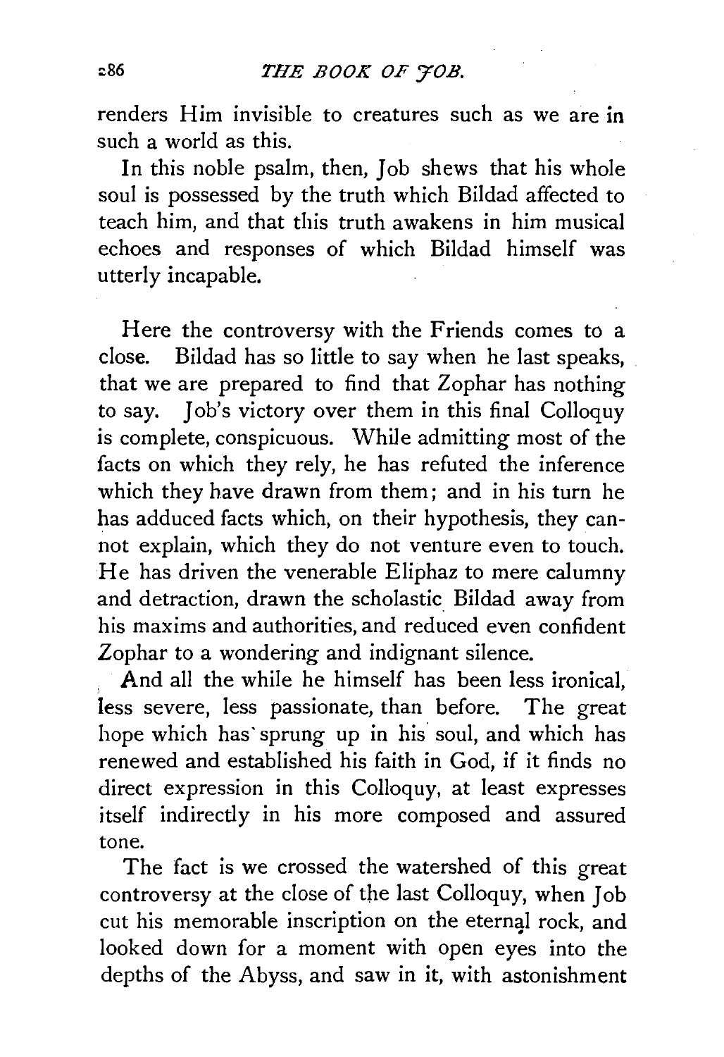renders Him invisible to creatures such as we are in such a world as this.

In this noble psalm, then, Job shews that his whole soul is possessed by the truth which Bildad affected to teach him, and that this truth awakens in him musical echoes and responses of which Bildad himself was utterly incapable.

Here the controversy with the Friends comes to a close. Bildad has so little to say when he last speaks, that we are prepared to find that Zophar has nothing to say. Job's victory over them in this final Colloquy is complete, conspicuous. While admitting most of the facts on which they rely, he has refuted the inference which they have drawn from them; and in his turn he has adduced facts which, on their hypothesis, they cannot explain, which they do not venture even to touch. He has driven the venerable Eliphaz to mere calumny and detraction, drawn the scholastic Bildad away from his maxims and authorities, and reduced even confident Zophar to a wondering and indignant silence.

And all the while he himself has been less ironical, less severe, less passionate, than before. The great hope which has sprung up in his soul, and which has renewed and established his faith in God, if it finds no direct expression in this Colloquy, at least expresses itself indirectly in his more composed and assured tone.

The fact is we crossed the watershed of this great controversy at the close of the last Colloquy, when Job cut his memorable inscription on the eternal rock, and looked down for a moment with open eyes into the depths of the Abyss, and saw in it, with astonishment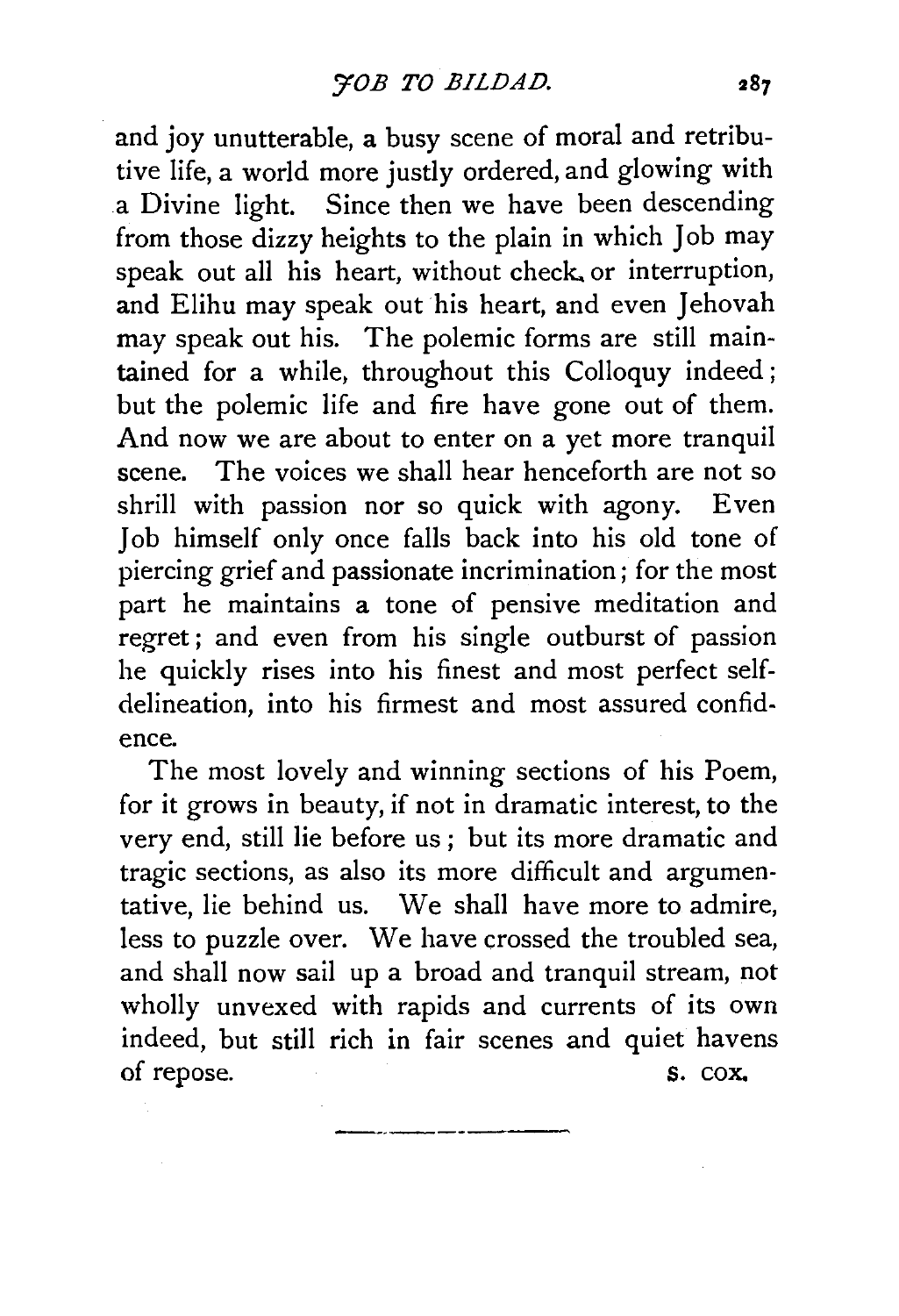and joy unutterable, a busy scene of moral and retributive life, a world more justly ordered, and glowing with a Divine light. Since then we have been descending from those dizzy heights to the plain in which Job may speak out all his heart, without check, or interruption, and Elihu may speak out his heart, and even Jehovah may speak out his. The polemic forms are still maintained for a while, throughout this Colloquy indeed; but the polemic life and fire have gone out of them. And now we are about to enter on a yet more tranquil scene. The voices we shall hear henceforth are not so shrill with passion nor so quick with agony. Even Job himself only once falls back into his old tone of piercing grief and passionate incrimination; for the most part he maintains a tone of pensive meditation and regret; and even from his single outburst of passion he quickly rises into his finest and most perfect self-delineation, into his firmest and most assured confidence.

The most lovely and winning sections of his Poem, for it grows in beauty, if not in dramatic interest, to the very end, still lie before us; but its more dramatic and tragic sections, as also its more difficult and argumentative, lie behind us. We shall have more to admire, less to puzzle over. We have crossed the troubled sea, and shall now sail up a broad and tranquil stream, not wholly unvexed with rapids and currents of its own indeed, but still rich in fair scenes and quiet havens of repose.

S. COX.

---